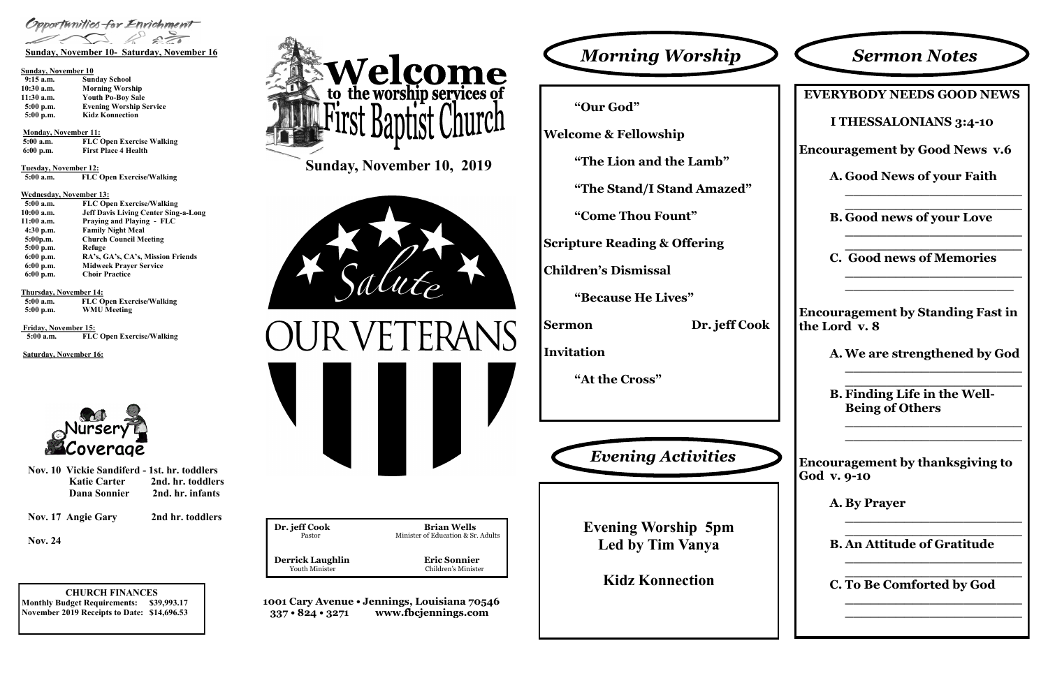## Opportunities for Enrichment

**Sunday, November 10- Saturday, November 16**

**Sunday, November 10**

| | |
|---|---|
| 9:15 a.m. | Sunday School |
| 10:30 a.m. | Morning Worship |
| 11:30 a.m. | Youth Po-Boy Sale |
| 5:00 p.m. | Evening Worship Service |
| 5:00 p.m. | Kidz Konnection |

**Monday, November 11:**

| | |
|---|---|
| 5:00 a.m. | FLC Open Exercise Walking |
| 6:00 p.m. | First Place 4 Health |

**Tuesday, November 12:**

| | |
|---|---|
| 5:00 a.m. | FLC Open Exercise/Walking |

**Wednesday, November 13:**

| | |
|---|---|
| 5:00 a.m. | FLC Open Exercise/Walking |
| 10:00 a.m. | Jeff Davis Living Center Sing-a-Long |
| 11:00 a.m. | Praying and Playing - FLC |
| 4:30 p.m. | Family Night Meal |
| 5:00p.m. | Church Council Meeting |
| 5:00 p.m. | Refuge |
| 6:00 p.m. | RA's, GA's, CA's, Mission Friends |
| 6:00 p.m. | Midweek Prayer Service |
| 6:00 p.m. | Choir Practice |

**Thursday, November 14:**

| | |
|---|---|
| 5:00 a.m. | FLC Open Exercise/Walking |
| 5:00 p.m. | WMU Meeting |

**Friday, November 15:**

| | |
|---|---|
| 5:00 a.m. | FLC Open Exercise/Walking |

**Saturday, November 16:**

### Nursery Coverage

Nov. 10 Vickie Sandiferd - 1st. hr. toddlers
Katie Carter — 2nd. hr. toddlers
Dana Sonnier — 2nd. hr. infants

Nov. 17 Angie Gary — 2nd hr. toddlers

Nov. 24

**CHURCH FINANCES**

Monthly Budget Requirements: $39,993.17
November 2019 Receipts to Date: $14,696.53

# Welcome to the worship services of First Baptist Church

## Sunday, November 10, 2019

Salute OUR VETERANS

| | |
|---|---|
| **Dr. jeff Cook**<br>Pastor | **Brian Wells**<br>Minister of Education & Sr. Adults |
| **Derrick Laughlin**<br>Youth Minister | **Eric Sonnier**<br>Children's Minister |

1001 Cary Avenue • Jennings, Louisiana 70546
337 • 824 • 3271 www.fbcjennings.com

## *Morning Worship*

"Our God"

**Welcome & Fellowship**

"The Lion and the Lamb"

"The Stand/I Stand Amazed"

"Come Thou Fount"

**Scripture Reading & Offering**

**Children's Dismissal**

"Because He Lives"

**Sermon** — Dr. jeff Cook

**Invitation**

"At the Cross"

## *Evening Activities*

**Evening Worship 5pm**
**Led by Tim Vanya**

**Kidz Konnection**

## *Sermon Notes*

**EVERYBODY NEEDS GOOD NEWS**

**I THESSALONIANS 3:4-10**

**Encouragement by Good News v.6**

A. Good News of your Faith
____________________________
____________________________

B. Good news of your Love
____________________________
____________________________

C. Good news of Memories
____________________________
____________________________

**Encouragement by Standing Fast in the Lord v. 8**

A. We are strengthened by God
____________________________
____________________________

B. Finding Life in the Well-Being of Others
____________________________
____________________________

**Encouragement by thanksgiving to God v. 9-10**

A. By Prayer
____________________________
____________________________

B. An Attitude of Gratitude
____________________________
____________________________

C. To Be Comforted by God
____________________________
____________________________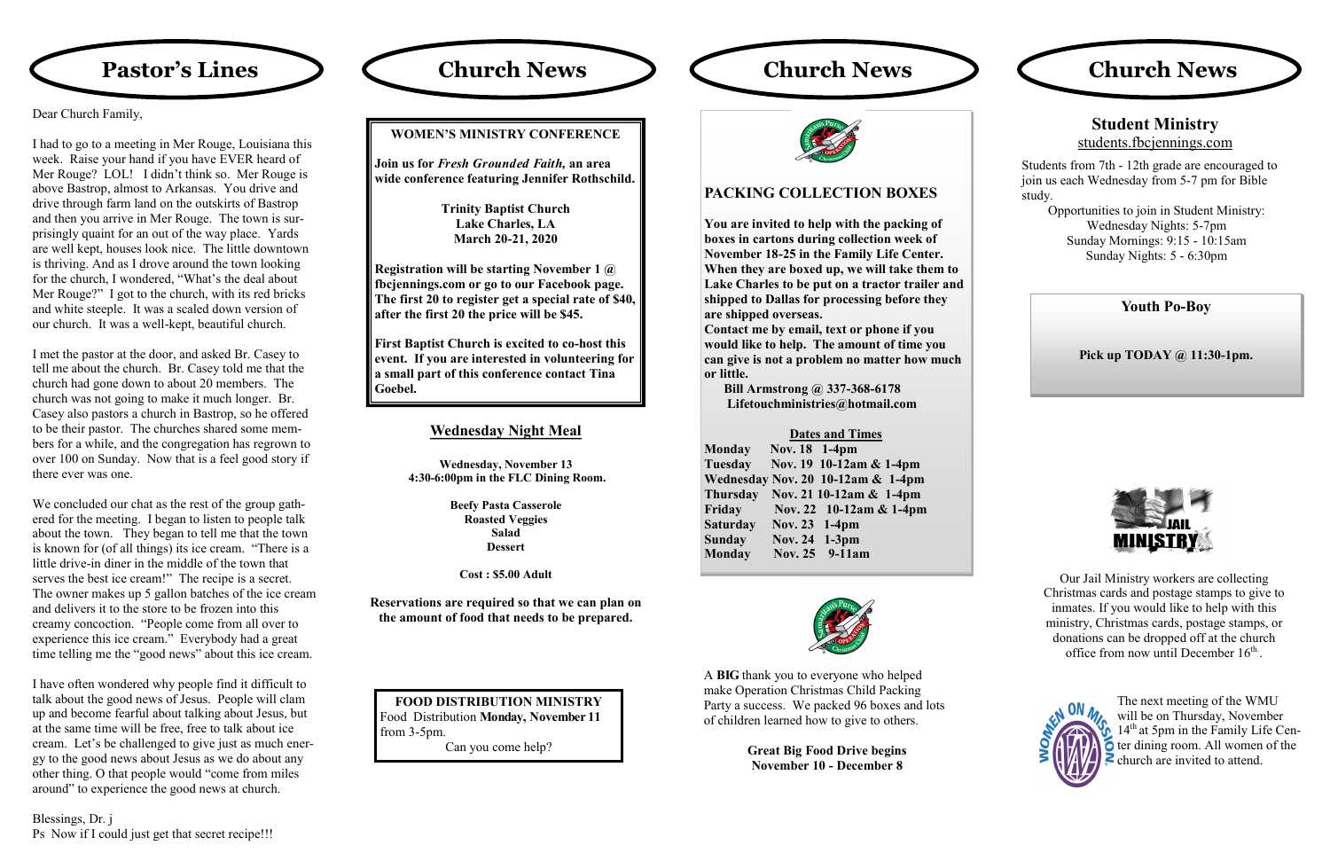# Pastor's Lines

Dear Church Family,

I had to go to a meeting in Mer Rouge, Louisiana this week. Raise your hand if you have EVER heard of Mer Rouge? LOL! I didn't think so. Mer Rouge is above Bastrop, almost to Arkansas. You drive and drive through farm land on the outskirts of Bastrop and then you arrive in Mer Rouge. The town is surprisingly quaint for an out of the way place. Yards are well kept, houses look nice. The little downtown is thriving. And as I drove around the town looking for the church, I wondered, "What's the deal about Mer Rouge?" I got to the church, with its red bricks and white steeple. It was a scaled down version of our church. It was a well-kept, beautiful church.

I met the pastor at the door, and asked Br. Casey to tell me about the church. Br. Casey told me that the church had gone down to about 20 members. The church was not going to make it much longer. Br. Casey also pastors a church in Bastrop, so he offered to be their pastor. The churches shared some members for a while, and the congregation has regrown to over 100 on Sunday. Now that is a feel good story if there ever was one.

We concluded our chat as the rest of the group gathered for the meeting. I began to listen to people talk about the town. They began to tell me that the town is known for (of all things) its ice cream. "There is a little drive-in diner in the middle of the town that serves the best ice cream!" The recipe is a secret. The owner makes up 5 gallon batches of the ice cream and delivers it to the store to be frozen into this creamy concoction. "People come from all over to experience this ice cream." Everybody had a great time telling me the "good news" about this ice cream.

I have often wondered why people find it difficult to talk about the good news of Jesus. People will clam up and become fearful about talking about Jesus, but at the same time will be free, free to talk about ice cream. Let's be challenged to give just as much energy to the good news about Jesus as we do about any other thing. O that people would "come from miles around" to experience the good news at church.

Blessings, Dr. j
Ps Now if I could just get that secret recipe!!!

# Church News

**WOMEN'S MINISTRY CONFERENCE**

**Join us for *Fresh Grounded Faith,* an area wide conference featuring Jennifer Rothschild.**

**Trinity Baptist Church**
**Lake Charles, LA**
**March 20-21, 2020**

**Registration will be starting November 1 @ fbcjennings.com or go to our Facebook page. The first 20 to register get a special rate of $40, after the first 20 the price will be $45.**

**First Baptist Church is excited to co-host this event. If you are interested in volunteering for a small part of this conference contact Tina Goebel.**

## Wednesday Night Meal

**Wednesday, November 13**
**4:30-6:00pm in the FLC Dining Room.**

**Beefy Pasta Casserole**
**Roasted Veggies**
**Salad**
**Dessert**

**Cost : $5.00 Adult**

**Reservations are required so that we can plan on the amount of food that needs to be prepared.**

**FOOD DISTRIBUTION MINISTRY**
Food Distribution **Monday, November 11** from 3-5pm.
Can you come help?

# Church News

## PACKING COLLECTION BOXES

**You are invited to help with the packing of boxes in cartons during collection week of November 18-25 in the Family Life Center. When they are boxed up, we will take them to Lake Charles to be put on a tractor trailer and shipped to Dallas for processing before they are shipped overseas.**
**Contact me by email, text or phone if you would like to help. The amount of time you can give is not a problem no matter how much or little.**
**Bill Armstrong @ 337-368-6178**
**Lifetouchministries@hotmail.com**

**Dates and Times**

| | | |
|---|---|---|
| **Monday** | **Nov. 18** | **1-4pm** |
| **Tuesday** | **Nov. 19** | **10-12am & 1-4pm** |
| **Wednesday** | **Nov. 20** | **10-12am & 1-4pm** |
| **Thursday** | **Nov. 21** | **10-12am & 1-4pm** |
| **Friday** | **Nov. 22** | **10-12am & 1-4pm** |
| **Saturday** | **Nov. 23** | **1-4pm** |
| **Sunday** | **Nov. 24** | **1-3pm** |
| **Monday** | **Nov. 25** | **9-11am** |

A **BIG** thank you to everyone who helped make Operation Christmas Child Packing Party a success. We packed 96 boxes and lots of children learned how to give to others.

**Great Big Food Drive begins November 10 - December 8**

# Church News

## Student Ministry

students.fbcjennings.com

Students from 7th - 12th grade are encouraged to join us each Wednesday from 5-7 pm for Bible study.

Opportunities to join in Student Ministry:
Wednesday Nights: 5-7pm
Sunday Mornings: 9:15 - 10:15am
Sunday Nights: 5 - 6:30pm

**Youth Po-Boy**

**Pick up TODAY @ 11:30-1pm.**

Our Jail Ministry workers are collecting Christmas cards and postage stamps to give to inmates. If you would like to help with this ministry, Christmas cards, postage stamps, or donations can be dropped off at the church office from now until December 16th.

The next meeting of the WMU will be on Thursday, November 14th at 5pm in the Family Life Center dining room. All women of the church are invited to attend.